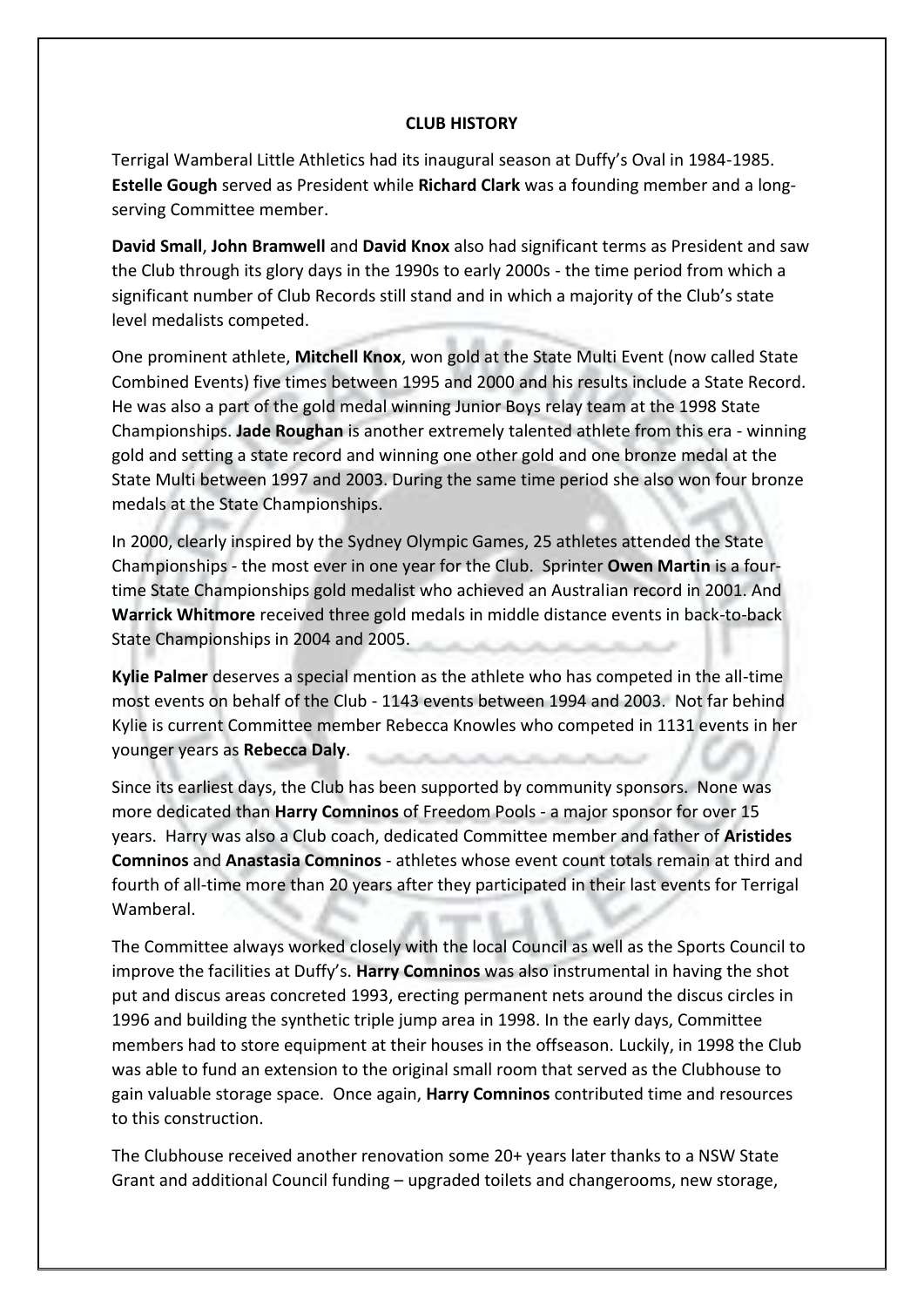**CLUB HISTORY**

Terrigal Wamberal Little Athletics had its inaugural season at Duffy's Oval in 1984-1985. **Estelle Gough** served as President while **Richard Clark** was a founding member and a long-serving Committee member.

**David Small**, **John Bramwell** and **David Knox** also had significant terms as President and saw the Club through its glory days in the 1990s to early 2000s - the time period from which a significant number of Club Records still stand and in which a majority of the Club's state level medalists competed.

One prominent athlete, **Mitchell Knox**, won gold at the State Multi Event (now called State Combined Events) five times between 1995 and 2000 and his results include a State Record. He was also a part of the gold medal winning Junior Boys relay team at the 1998 State Championships. **Jade Roughan** is another extremely talented athlete from this era - winning gold and setting a state record and winning one other gold and one bronze medal at the State Multi between 1997 and 2003. During the same time period she also won four bronze medals at the State Championships.

In 2000, clearly inspired by the Sydney Olympic Games, 25 athletes attended the State Championships - the most ever in one year for the Club. Sprinter **Owen Martin** is a four-time State Championships gold medalist who achieved an Australian record in 2001. And **Warrick Whitmore** received three gold medals in middle distance events in back-to-back State Championships in 2004 and 2005.

**Kylie Palmer** deserves a special mention as the athlete who has competed in the all-time most events on behalf of the Club - 1143 events between 1994 and 2003. Not far behind Kylie is current Committee member Rebecca Knowles who competed in 1131 events in her younger years as **Rebecca Daly**.

Since its earliest days, the Club has been supported by community sponsors. None was more dedicated than **Harry Comninos** of Freedom Pools - a major sponsor for over 15 years. Harry was also a Club coach, dedicated Committee member and father of **Aristides Comninos** and **Anastasia Comninos** - athletes whose event count totals remain at third and fourth of all-time more than 20 years after they participated in their last events for Terrigal Wamberal.

The Committee always worked closely with the local Council as well as the Sports Council to improve the facilities at Duffy's. **Harry Comninos** was also instrumental in having the shot put and discus areas concreted 1993, erecting permanent nets around the discus circles in 1996 and building the synthetic triple jump area in 1998. In the early days, Committee members had to store equipment at their houses in the offseason. Luckily, in 1998 the Club was able to fund an extension to the original small room that served as the Clubhouse to gain valuable storage space. Once again, **Harry Comninos** contributed time and resources to this construction.

The Clubhouse received another renovation some 20+ years later thanks to a NSW State Grant and additional Council funding – upgraded toilets and changerooms, new storage,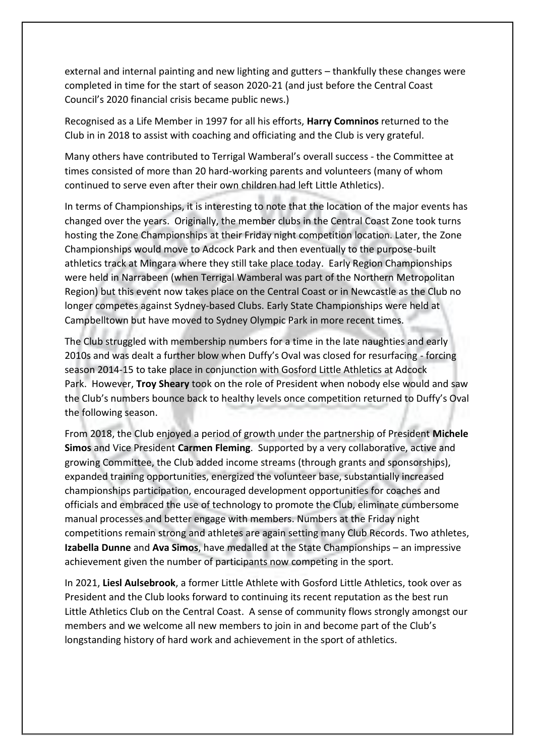external and internal painting and new lighting and gutters – thankfully these changes were completed in time for the start of season 2020-21 (and just before the Central Coast Council's 2020 financial crisis became public news.)

Recognised as a Life Member in 1997 for all his efforts, **Harry Comninos** returned to the Club in in 2018 to assist with coaching and officiating and the Club is very grateful.

Many others have contributed to Terrigal Wamberal's overall success - the Committee at times consisted of more than 20 hard-working parents and volunteers (many of whom continued to serve even after their own children had left Little Athletics).

In terms of Championships, it is interesting to note that the location of the major events has changed over the years. Originally, the member clubs in the Central Coast Zone took turns hosting the Zone Championships at their Friday night competition location. Later, the Zone Championships would move to Adcock Park and then eventually to the purpose-built athletics track at Mingara where they still take place today. Early Region Championships were held in Narrabeen (when Terrigal Wamberal was part of the Northern Metropolitan Region) but this event now takes place on the Central Coast or in Newcastle as the Club no longer competes against Sydney-based Clubs. Early State Championships were held at Campbelltown but have moved to Sydney Olympic Park in more recent times.

The Club struggled with membership numbers for a time in the late naughties and early 2010s and was dealt a further blow when Duffy's Oval was closed for resurfacing - forcing season 2014-15 to take place in conjunction with Gosford Little Athletics at Adcock Park. However, **Troy Sheary** took on the role of President when nobody else would and saw the Club's numbers bounce back to healthy levels once competition returned to Duffy's Oval the following season.

From 2018, the Club enjoyed a period of growth under the partnership of President **Michele Simos** and Vice President **Carmen Fleming**. Supported by a very collaborative, active and growing Committee, the Club added income streams (through grants and sponsorships), expanded training opportunities, energized the volunteer base, substantially increased championships participation, encouraged development opportunities for coaches and officials and embraced the use of technology to promote the Club, eliminate cumbersome manual processes and better engage with members. Numbers at the Friday night competitions remain strong and athletes are again setting many Club Records. Two athletes, **Izabella Dunne** and **Ava Simos**, have medalled at the State Championships – an impressive achievement given the number of participants now competing in the sport.

In 2021, **Liesl Aulsebrook**, a former Little Athlete with Gosford Little Athletics, took over as President and the Club looks forward to continuing its recent reputation as the best run Little Athletics Club on the Central Coast. A sense of community flows strongly amongst our members and we welcome all new members to join in and become part of the Club's longstanding history of hard work and achievement in the sport of athletics.